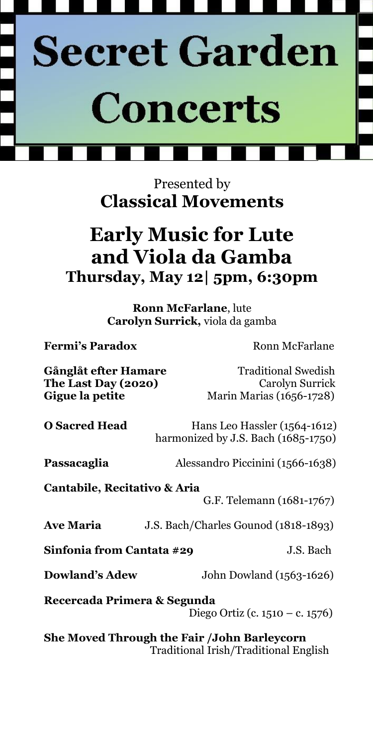# Secret Garden Concerts

Presented by
**Classical Movements**

## Early Music for Lute and Viola da Gamba
### Thursday, May 12| 5pm, 6:30pm

**Ronn McFarlane**, lute
**Carolyn Surrick,** viola da gamba

**Fermi's Paradox** Ronn McFarlane

**Gånglåt efter Hamare** Traditional Swedish
**The Last Day (2020)** Carolyn Surrick
**Gigue la petite** Marin Marias (1656-1728)

**O Sacred Head** Hans Leo Hassler (1564-1612)
harmonized by J.S. Bach (1685-1750)

**Passacaglia** Alessandro Piccinini (1566-1638)

**Cantabile, Recitativo & Aria**
G.F. Telemann (1681-1767)

**Ave Maria** J.S. Bach/Charles Gounod (1818-1893)

**Sinfonia from Cantata #29** J.S. Bach

**Dowland's Adew** John Dowland (1563-1626)

**Recercada Primera & Segunda**
Diego Ortiz (c. 1510 – c. 1576)

**She Moved Through the Fair /John Barleycorn**
Traditional Irish/Traditional English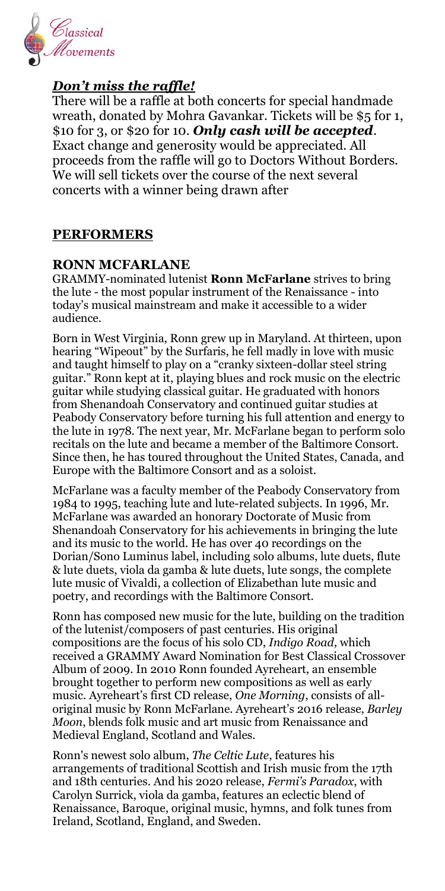## ***Don't miss the raffle!***

There will be a raffle at both concerts for special handmade wreath, donated by Mohra Gavankar. Tickets will be $5 for 1, $10 for 3, or $20 for 10. ***Only cash will be accepted***. Exact change and generosity would be appreciated. All proceeds from the raffle will go to Doctors Without Borders. We will sell tickets over the course of the next several concerts with a winner being drawn after

## **PERFORMERS**

### **RONN MCFARLANE**

GRAMMY-nominated lutenist **Ronn McFarlane** strives to bring the lute - the most popular instrument of the Renaissance - into today's musical mainstream and make it accessible to a wider audience.

Born in West Virginia, Ronn grew up in Maryland. At thirteen, upon hearing "Wipeout" by the Surfaris, he fell madly in love with music and taught himself to play on a "cranky sixteen-dollar steel string guitar." Ronn kept at it, playing blues and rock music on the electric guitar while studying classical guitar. He graduated with honors from Shenandoah Conservatory and continued guitar studies at Peabody Conservatory before turning his full attention and energy to the lute in 1978. The next year, Mr. McFarlane began to perform solo recitals on the lute and became a member of the Baltimore Consort. Since then, he has toured throughout the United States, Canada, and Europe with the Baltimore Consort and as a soloist.

McFarlane was a faculty member of the Peabody Conservatory from 1984 to 1995, teaching lute and lute-related subjects. In 1996, Mr. McFarlane was awarded an honorary Doctorate of Music from Shenandoah Conservatory for his achievements in bringing the lute and its music to the world. He has over 40 recordings on the Dorian/Sono Luminus label, including solo albums, lute duets, flute & lute duets, viola da gamba & lute duets, lute songs, the complete lute music of Vivaldi, a collection of Elizabethan lute music and poetry, and recordings with the Baltimore Consort.

Ronn has composed new music for the lute, building on the tradition of the lutenist/composers of past centuries. His original compositions are the focus of his solo CD, *Indigo Road*, which received a GRAMMY Award Nomination for Best Classical Crossover Album of 2009. In 2010 Ronn founded Ayreheart, an ensemble brought together to perform new compositions as well as early music. Ayreheart's first CD release, *One Morning*, consists of all-original music by Ronn McFarlane. Ayreheart's 2016 release, *Barley Moon*, blends folk music and art music from Renaissance and Medieval England, Scotland and Wales.

Ronn's newest solo album, *The Celtic Lute*, features his arrangements of traditional Scottish and Irish music from the 17th and 18th centuries. And his 2020 release, *Fermi's Paradox*, with Carolyn Surrick, viola da gamba, features an eclectic blend of Renaissance, Baroque, original music, hymns, and folk tunes from Ireland, Scotland, England, and Sweden.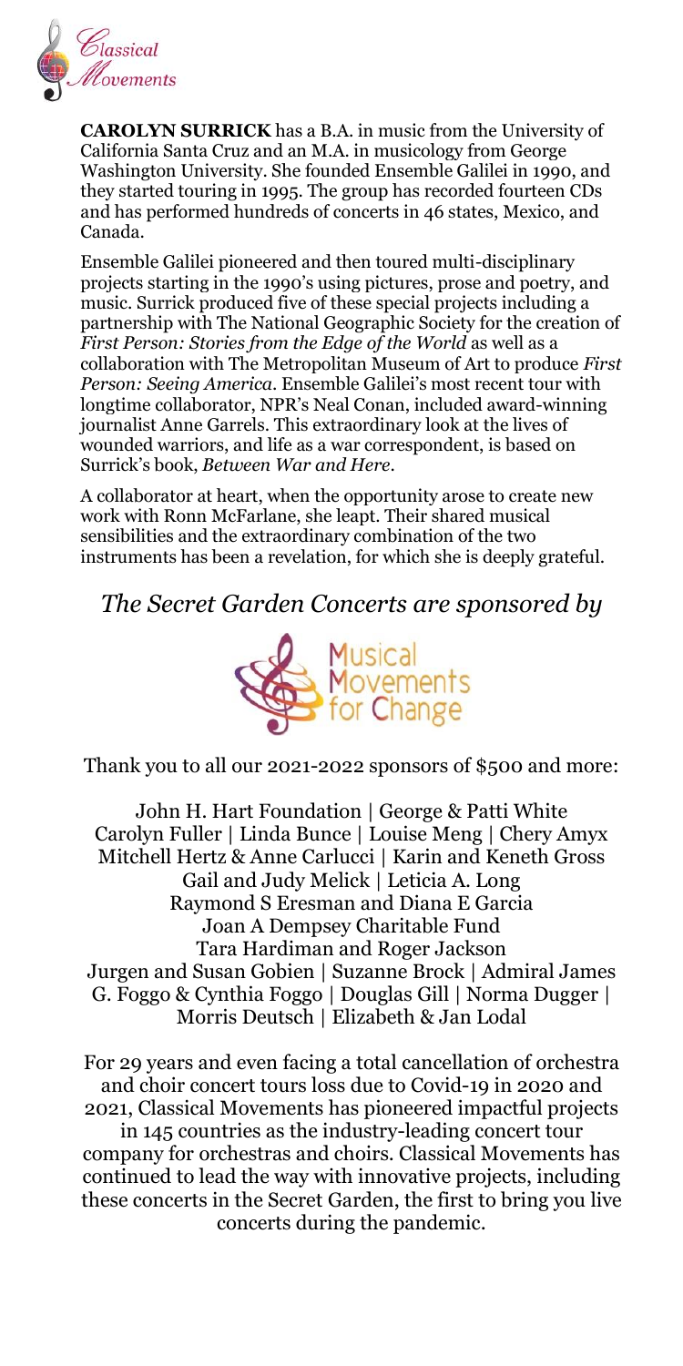**CAROLYN SURRICK** has a B.A. in music from the University of California Santa Cruz and an M.A. in musicology from George Washington University. She founded Ensemble Galilei in 1990, and they started touring in 1995. The group has recorded fourteen CDs and has performed hundreds of concerts in 46 states, Mexico, and Canada.

Ensemble Galilei pioneered and then toured multi-disciplinary projects starting in the 1990's using pictures, prose and poetry, and music. Surrick produced five of these special projects including a partnership with The National Geographic Society for the creation of *First Person: Stories from the Edge of the World* as well as a collaboration with The Metropolitan Museum of Art to produce *First Person: Seeing America*. Ensemble Galilei's most recent tour with longtime collaborator, NPR's Neal Conan, included award-winning journalist Anne Garrels. This extraordinary look at the lives of wounded warriors, and life as a war correspondent, is based on Surrick's book, *Between War and Here*.

A collaborator at heart, when the opportunity arose to create new work with Ronn McFarlane, she leapt. Their shared musical sensibilities and the extraordinary combination of the two instruments has been a revelation, for which she is deeply grateful.

## *The Secret Garden Concerts are sponsored by*

Musical Movements for Change

Thank you to all our 2021-2022 sponsors of $500 and more:

John H. Hart Foundation | George & Patti White
Carolyn Fuller | Linda Bunce | Louise Meng | Chery Amyx
Mitchell Hertz & Anne Carlucci | Karin and Keneth Gross
Gail and Judy Melick | Leticia A. Long
Raymond S Eresman and Diana E Garcia
Joan A Dempsey Charitable Fund
Tara Hardiman and Roger Jackson
Jurgen and Susan Gobien | Suzanne Brock | Admiral James G. Foggo & Cynthia Foggo | Douglas Gill | Norma Dugger | Morris Deutsch | Elizabeth & Jan Lodal

For 29 years and even facing a total cancellation of orchestra and choir concert tours loss due to Covid-19 in 2020 and 2021, Classical Movements has pioneered impactful projects in 145 countries as the industry-leading concert tour company for orchestras and choirs. Classical Movements has continued to lead the way with innovative projects, including these concerts in the Secret Garden, the first to bring you live concerts during the pandemic.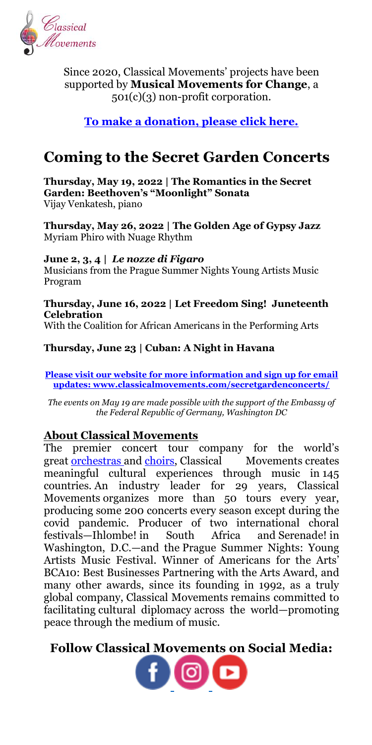Since 2020, Classical Movements' projects have been supported by **Musical Movements for Change**, a 501(c)(3) non-profit corporation.

**To make a donation, please click here.**

# Coming to the Secret Garden Concerts

**Thursday, May 19, 2022 | The Romantics in the Secret Garden: Beethoven's "Moonlight" Sonata**
Vijay Venkatesh, piano

**Thursday, May 26, 2022 | The Golden Age of Gypsy Jazz**
Myriam Phiro with Nuage Rhythm

**June 2, 3, 4 |** ***Le nozze di Figaro***
Musicians from the Prague Summer Nights Young Artists Music Program

**Thursday, June 16, 2022 | Let Freedom Sing! Juneteenth Celebration**
With the Coalition for African Americans in the Performing Arts

**Thursday, June 23 | Cuban: A Night in Havana**

**Please visit our website for more information and sign up for email updates: www.classicalmovements.com/secretgardenconcerts/**

*The events on May 19 are made possible with the support of the Embassy of the Federal Republic of Germany, Washington DC*

## About Classical Movements

The premier concert tour company for the world's great orchestras and choirs, Classical Movements creates meaningful cultural experiences through music in 145 countries. An industry leader for 29 years, Classical Movements organizes more than 50 tours every year, producing some 200 concerts every season except during the covid pandemic. Producer of two international choral festivals—Ihlombe! in South Africa and Serenade! in Washington, D.C.—and the Prague Summer Nights: Young Artists Music Festival. Winner of Americans for the Arts' BCA10: Best Businesses Partnering with the Arts Award, and many other awards, since its founding in 1992, as a truly global company, Classical Movements remains committed to facilitating cultural diplomacy across the world—promoting peace through the medium of music.

## Follow Classical Movements on Social Media: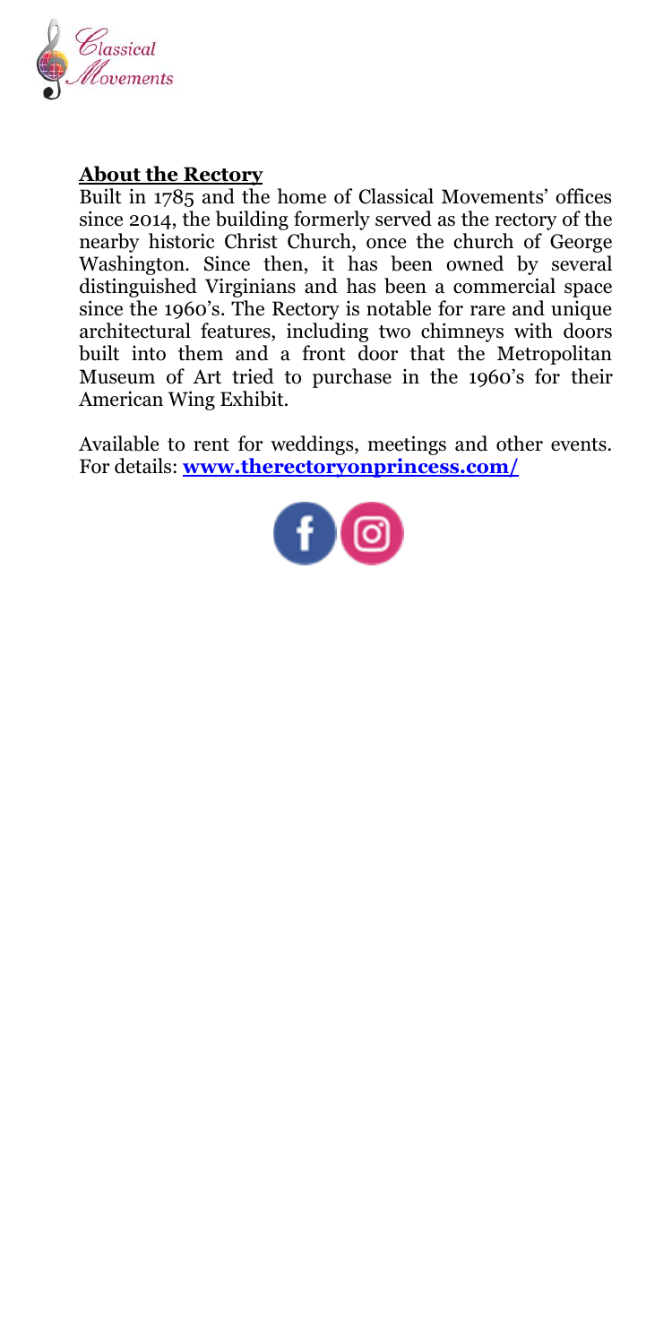## About the Rectory

Built in 1785 and the home of Classical Movements' offices since 2014, the building formerly served as the rectory of the nearby historic Christ Church, once the church of George Washington. Since then, it has been owned by several distinguished Virginians and has been a commercial space since the 1960's. The Rectory is notable for rare and unique architectural features, including two chimneys with doors built into them and a front door that the Metropolitan Museum of Art tried to purchase in the 1960's for their American Wing Exhibit.

Available to rent for weddings, meetings and other events. For details: **[www.therectoryonprincess.com/](www.therectoryonprincess.com/)**